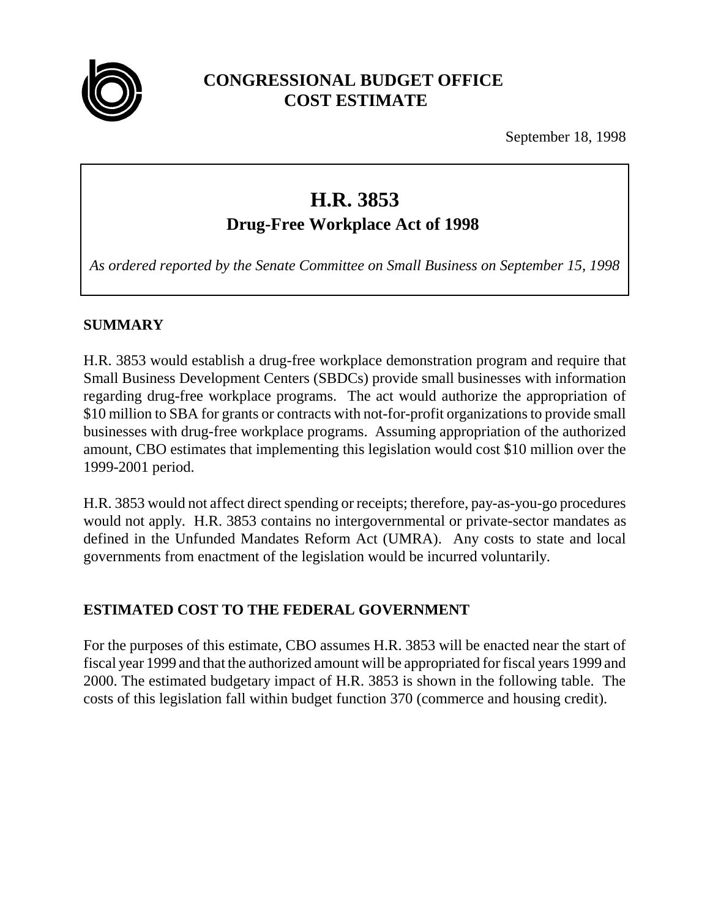# CONGRESSIONAL BUDGET OFFICE
# COST ESTIMATE

September 18, 1998

## H.R. 3853
### Drug-Free Workplace Act of 1998

*As ordered reported by the Senate Committee on Small Business on September 15, 1998*

### SUMMARY

H.R. 3853 would establish a drug-free workplace demonstration program and require that Small Business Development Centers (SBDCs) provide small businesses with information regarding drug-free workplace programs. The act would authorize the appropriation of $10 million to SBA for grants or contracts with not-for-profit organizations to provide small businesses with drug-free workplace programs. Assuming appropriation of the authorized amount, CBO estimates that implementing this legislation would cost $10 million over the 1999-2001 period.

H.R. 3853 would not affect direct spending or receipts; therefore, pay-as-you-go procedures would not apply. H.R. 3853 contains no intergovernmental or private-sector mandates as defined in the Unfunded Mandates Reform Act (UMRA). Any costs to state and local governments from enactment of the legislation would be incurred voluntarily.

### ESTIMATED COST TO THE FEDERAL GOVERNMENT

For the purposes of this estimate, CBO assumes H.R. 3853 will be enacted near the start of fiscal year 1999 and that the authorized amount will be appropriated for fiscal years 1999 and 2000. The estimated budgetary impact of H.R. 3853 is shown in the following table. The costs of this legislation fall within budget function 370 (commerce and housing credit).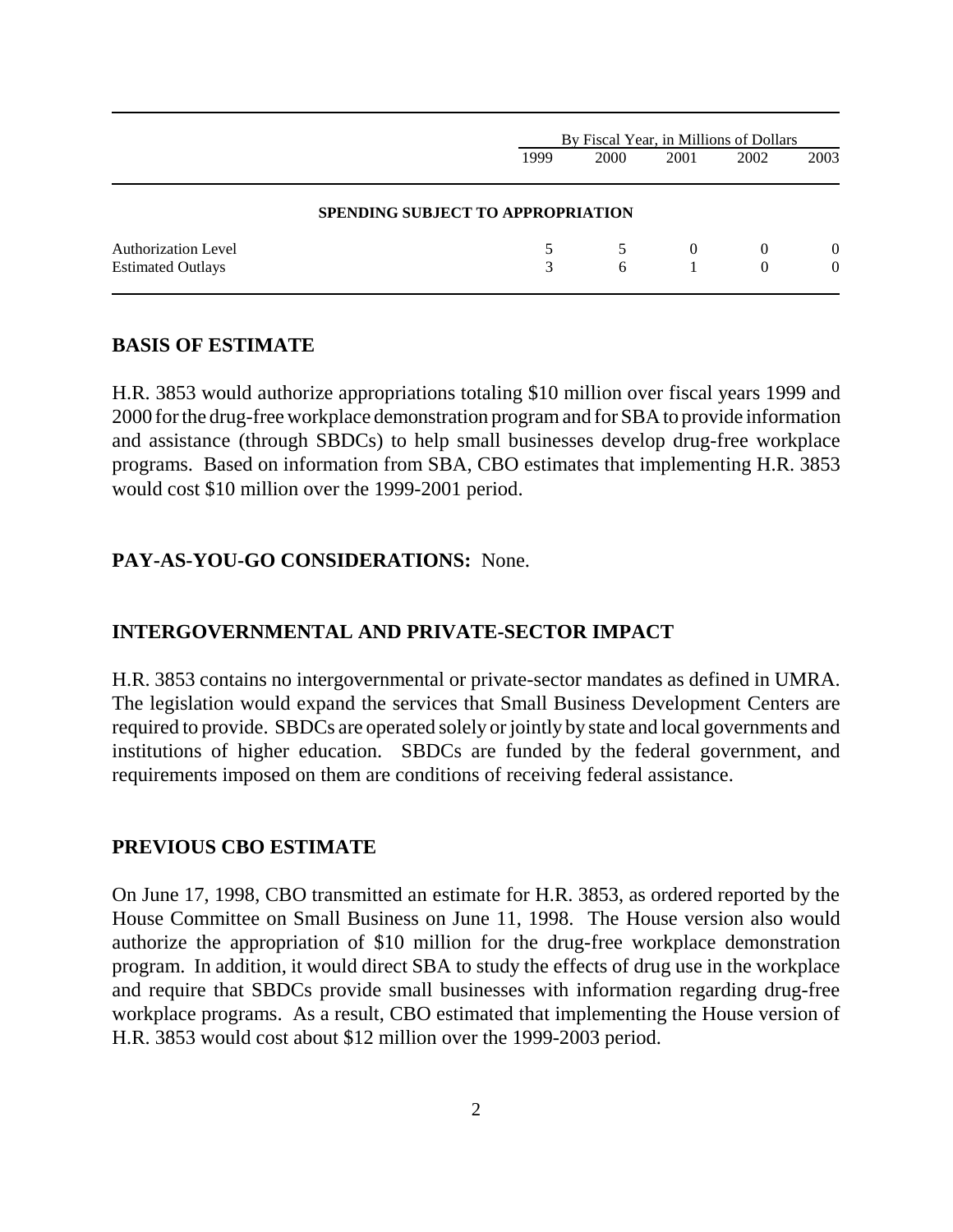| | By Fiscal Year, in Millions of Dollars | | | | |
|---|---|---|---|---|---|
| | 1999 | 2000 | 2001 | 2002 | 2003 |
| **SPENDING SUBJECT TO APPROPRIATION** | | | | | |
| Authorization Level | 5 | 5 | 0 | 0 | 0 |
| Estimated Outlays | 3 | 6 | 1 | 0 | 0 |

## BASIS OF ESTIMATE

H.R. 3853 would authorize appropriations totaling $10 million over fiscal years 1999 and 2000 for the drug-free workplace demonstration program and for SBA to provide information and assistance (through SBDCs) to help small businesses develop drug-free workplace programs. Based on information from SBA, CBO estimates that implementing H.R. 3853 would cost $10 million over the 1999-2001 period.

## PAY-AS-YOU-GO CONSIDERATIONS: None.

## INTERGOVERNMENTAL AND PRIVATE-SECTOR IMPACT

H.R. 3853 contains no intergovernmental or private-sector mandates as defined in UMRA. The legislation would expand the services that Small Business Development Centers are required to provide. SBDCs are operated solely or jointly by state and local governments and institutions of higher education. SBDCs are funded by the federal government, and requirements imposed on them are conditions of receiving federal assistance.

## PREVIOUS CBO ESTIMATE

On June 17, 1998, CBO transmitted an estimate for H.R. 3853, as ordered reported by the House Committee on Small Business on June 11, 1998. The House version also would authorize the appropriation of $10 million for the drug-free workplace demonstration program. In addition, it would direct SBA to study the effects of drug use in the workplace and require that SBDCs provide small businesses with information regarding drug-free workplace programs. As a result, CBO estimated that implementing the House version of H.R. 3853 would cost about $12 million over the 1999-2003 period.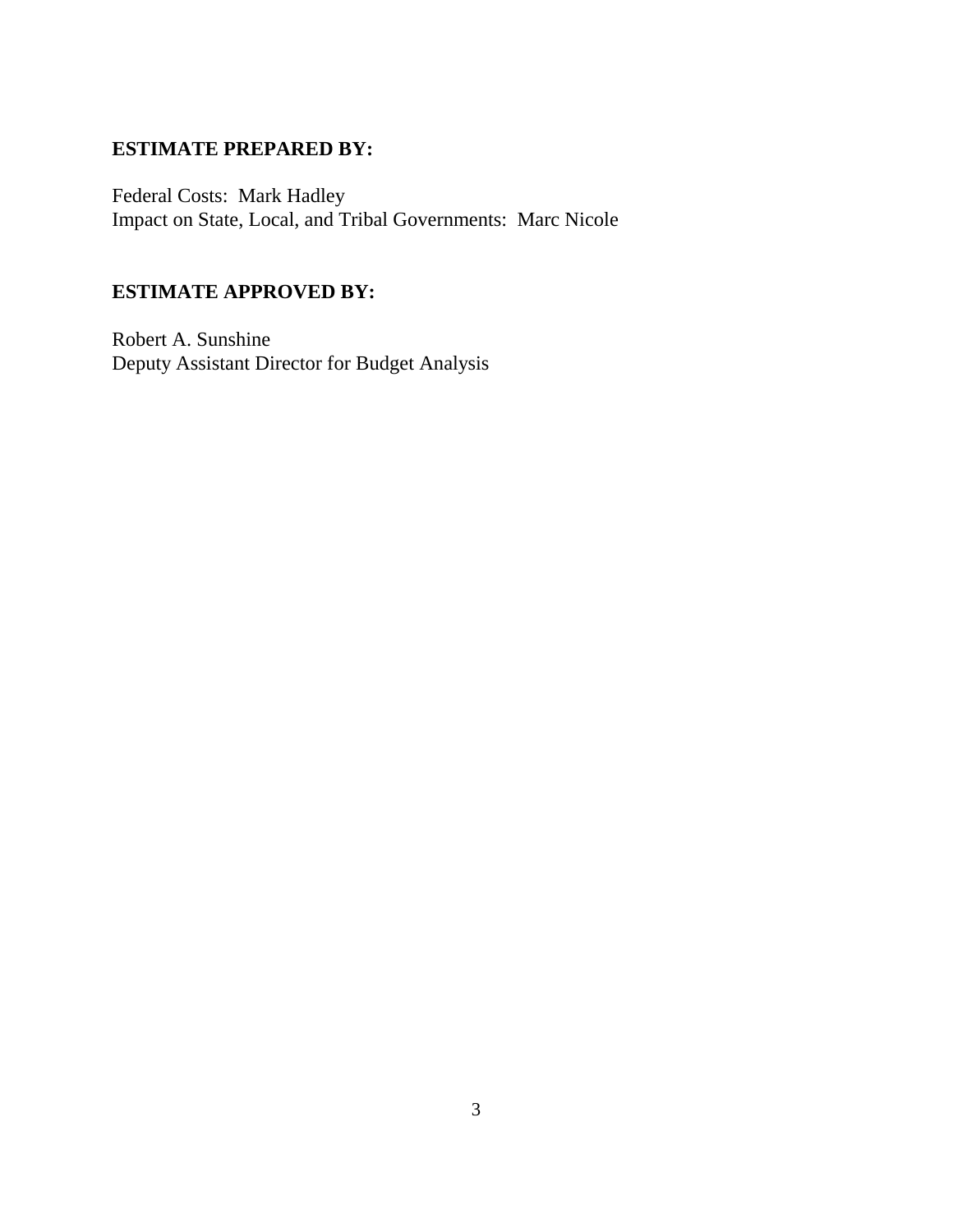**ESTIMATE PREPARED BY:**

Federal Costs: Mark Hadley
Impact on State, Local, and Tribal Governments: Marc Nicole

**ESTIMATE APPROVED BY:**

Robert A. Sunshine
Deputy Assistant Director for Budget Analysis